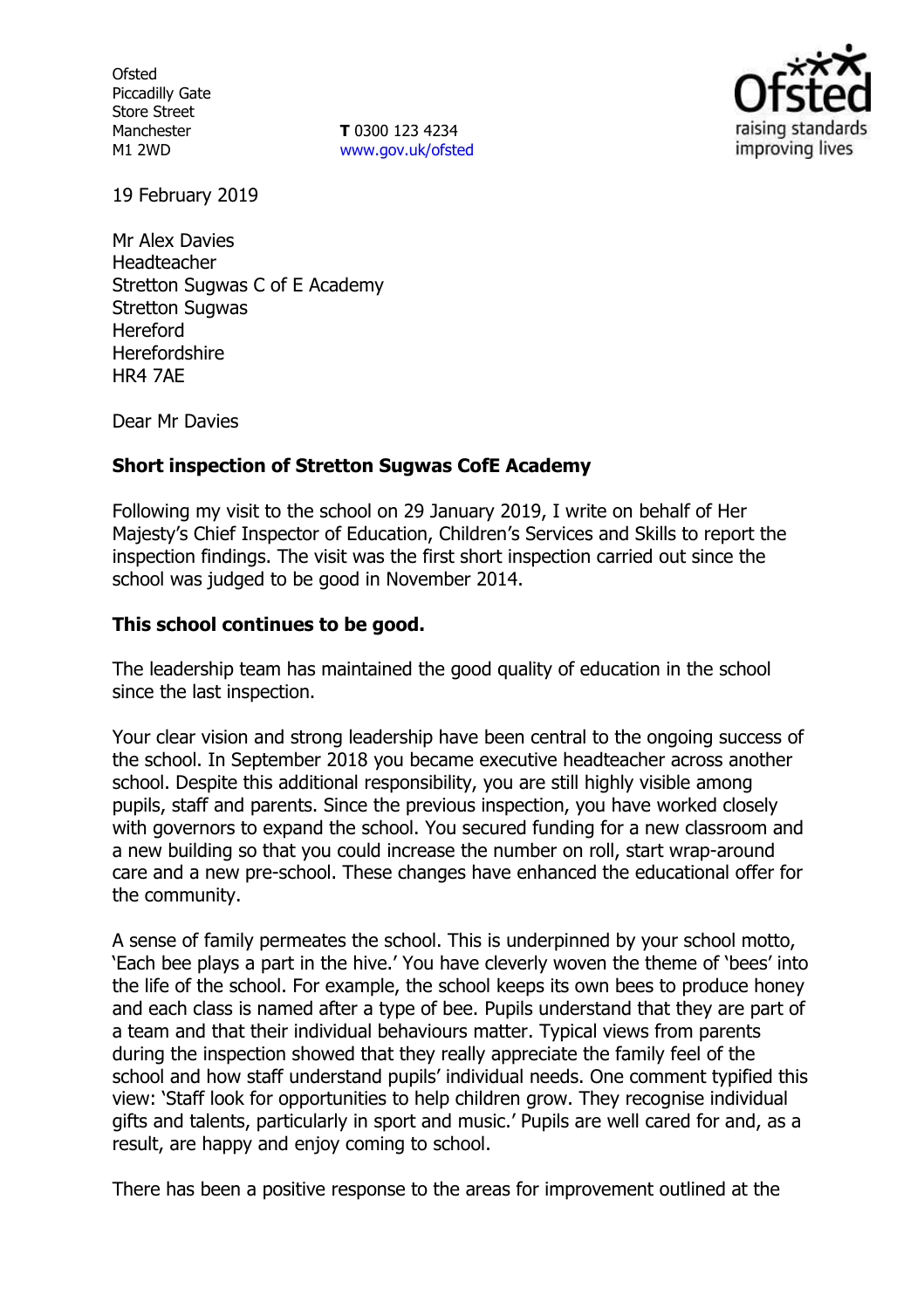Ofsted
Piccadilly Gate
Store Street
Manchester
M1 2WD

**T** 0300 123 4234
www.gov.uk/ofsted

19 February 2019

Mr Alex Davies
Headteacher
Stretton Sugwas C of E Academy
Stretton Sugwas
Hereford
Herefordshire
HR4 7AE

Dear Mr Davies

**Short inspection of Stretton Sugwas CofE Academy**

Following my visit to the school on 29 January 2019, I write on behalf of Her Majesty's Chief Inspector of Education, Children's Services and Skills to report the inspection findings. The visit was the first short inspection carried out since the school was judged to be good in November 2014.

**This school continues to be good.**

The leadership team has maintained the good quality of education in the school since the last inspection.

Your clear vision and strong leadership have been central to the ongoing success of the school. In September 2018 you became executive headteacher across another school. Despite this additional responsibility, you are still highly visible among pupils, staff and parents. Since the previous inspection, you have worked closely with governors to expand the school. You secured funding for a new classroom and a new building so that you could increase the number on roll, start wrap-around care and a new pre-school. These changes have enhanced the educational offer for the community.

A sense of family permeates the school. This is underpinned by your school motto, 'Each bee plays a part in the hive.' You have cleverly woven the theme of 'bees' into the life of the school. For example, the school keeps its own bees to produce honey and each class is named after a type of bee. Pupils understand that they are part of a team and that their individual behaviours matter. Typical views from parents during the inspection showed that they really appreciate the family feel of the school and how staff understand pupils' individual needs. One comment typified this view: 'Staff look for opportunities to help children grow. They recognise individual gifts and talents, particularly in sport and music.' Pupils are well cared for and, as a result, are happy and enjoy coming to school.

There has been a positive response to the areas for improvement outlined at the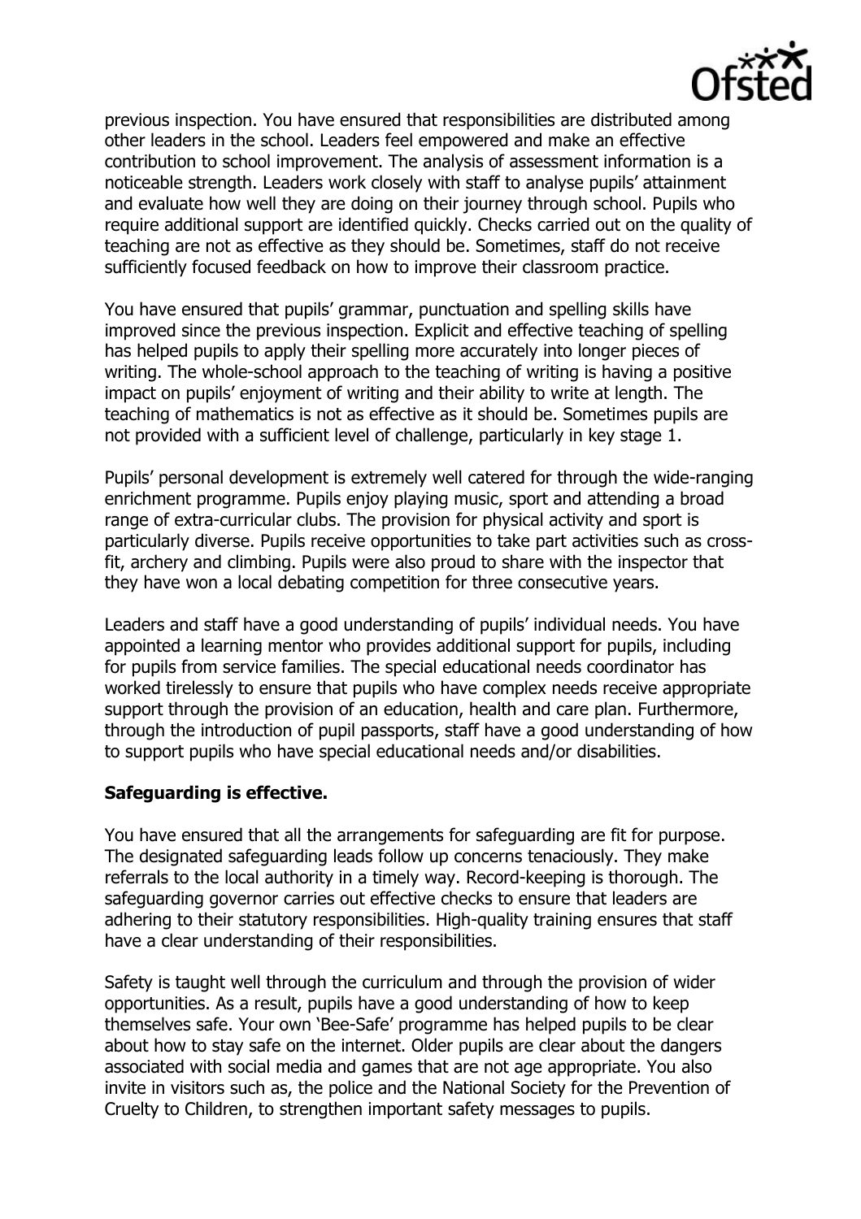previous inspection. You have ensured that responsibilities are distributed among other leaders in the school. Leaders feel empowered and make an effective contribution to school improvement. The analysis of assessment information is a noticeable strength. Leaders work closely with staff to analyse pupils' attainment and evaluate how well they are doing on their journey through school. Pupils who require additional support are identified quickly. Checks carried out on the quality of teaching are not as effective as they should be. Sometimes, staff do not receive sufficiently focused feedback on how to improve their classroom practice.

You have ensured that pupils' grammar, punctuation and spelling skills have improved since the previous inspection. Explicit and effective teaching of spelling has helped pupils to apply their spelling more accurately into longer pieces of writing. The whole-school approach to the teaching of writing is having a positive impact on pupils' enjoyment of writing and their ability to write at length. The teaching of mathematics is not as effective as it should be. Sometimes pupils are not provided with a sufficient level of challenge, particularly in key stage 1.

Pupils' personal development is extremely well catered for through the wide-ranging enrichment programme. Pupils enjoy playing music, sport and attending a broad range of extra-curricular clubs. The provision for physical activity and sport is particularly diverse. Pupils receive opportunities to take part activities such as cross-fit, archery and climbing. Pupils were also proud to share with the inspector that they have won a local debating competition for three consecutive years.

Leaders and staff have a good understanding of pupils' individual needs. You have appointed a learning mentor who provides additional support for pupils, including for pupils from service families. The special educational needs coordinator has worked tirelessly to ensure that pupils who have complex needs receive appropriate support through the provision of an education, health and care plan. Furthermore, through the introduction of pupil passports, staff have a good understanding of how to support pupils who have special educational needs and/or disabilities.

**Safeguarding is effective.**

You have ensured that all the arrangements for safeguarding are fit for purpose. The designated safeguarding leads follow up concerns tenaciously. They make referrals to the local authority in a timely way. Record-keeping is thorough. The safeguarding governor carries out effective checks to ensure that leaders are adhering to their statutory responsibilities. High-quality training ensures that staff have a clear understanding of their responsibilities.

Safety is taught well through the curriculum and through the provision of wider opportunities. As a result, pupils have a good understanding of how to keep themselves safe. Your own 'Bee-Safe' programme has helped pupils to be clear about how to stay safe on the internet. Older pupils are clear about the dangers associated with social media and games that are not age appropriate. You also invite in visitors such as, the police and the National Society for the Prevention of Cruelty to Children, to strengthen important safety messages to pupils.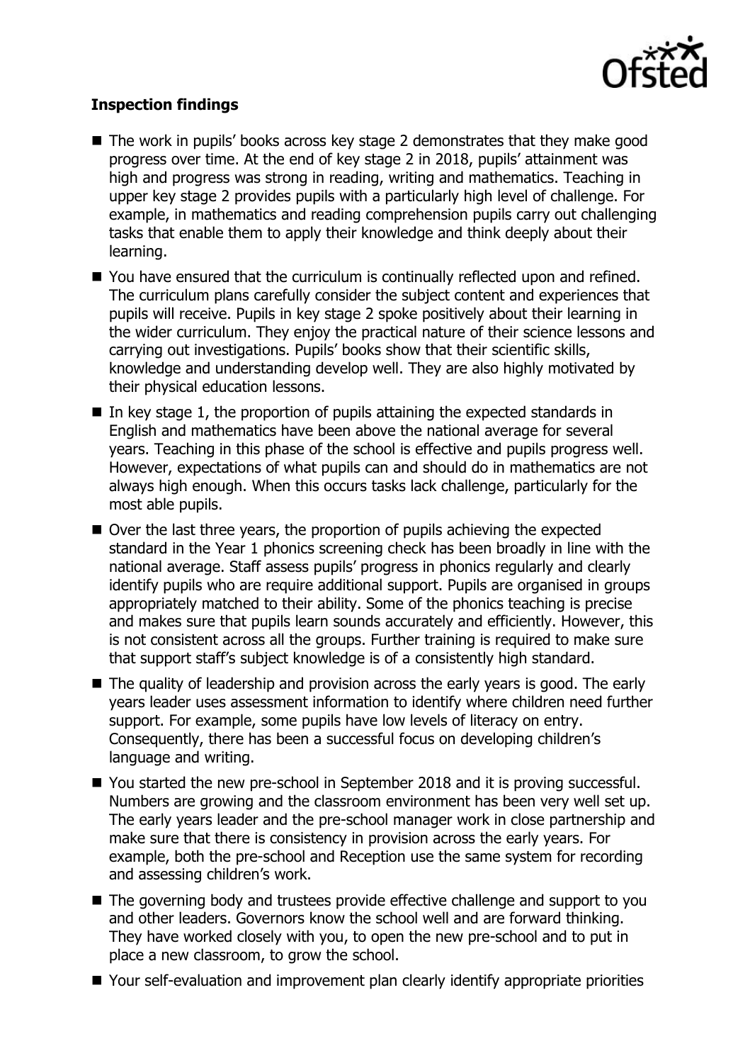**Inspection findings**

- The work in pupils' books across key stage 2 demonstrates that they make good progress over time. At the end of key stage 2 in 2018, pupils' attainment was high and progress was strong in reading, writing and mathematics. Teaching in upper key stage 2 provides pupils with a particularly high level of challenge. For example, in mathematics and reading comprehension pupils carry out challenging tasks that enable them to apply their knowledge and think deeply about their learning.
- You have ensured that the curriculum is continually reflected upon and refined. The curriculum plans carefully consider the subject content and experiences that pupils will receive. Pupils in key stage 2 spoke positively about their learning in the wider curriculum. They enjoy the practical nature of their science lessons and carrying out investigations. Pupils' books show that their scientific skills, knowledge and understanding develop well. They are also highly motivated by their physical education lessons.
- In key stage 1, the proportion of pupils attaining the expected standards in English and mathematics have been above the national average for several years. Teaching in this phase of the school is effective and pupils progress well. However, expectations of what pupils can and should do in mathematics are not always high enough. When this occurs tasks lack challenge, particularly for the most able pupils.
- Over the last three years, the proportion of pupils achieving the expected standard in the Year 1 phonics screening check has been broadly in line with the national average. Staff assess pupils' progress in phonics regularly and clearly identify pupils who are require additional support. Pupils are organised in groups appropriately matched to their ability. Some of the phonics teaching is precise and makes sure that pupils learn sounds accurately and efficiently. However, this is not consistent across all the groups. Further training is required to make sure that support staff's subject knowledge is of a consistently high standard.
- The quality of leadership and provision across the early years is good. The early years leader uses assessment information to identify where children need further support. For example, some pupils have low levels of literacy on entry. Consequently, there has been a successful focus on developing children's language and writing.
- You started the new pre-school in September 2018 and it is proving successful. Numbers are growing and the classroom environment has been very well set up. The early years leader and the pre-school manager work in close partnership and make sure that there is consistency in provision across the early years. For example, both the pre-school and Reception use the same system for recording and assessing children's work.
- The governing body and trustees provide effective challenge and support to you and other leaders. Governors know the school well and are forward thinking. They have worked closely with you, to open the new pre-school and to put in place a new classroom, to grow the school.
- Your self-evaluation and improvement plan clearly identify appropriate priorities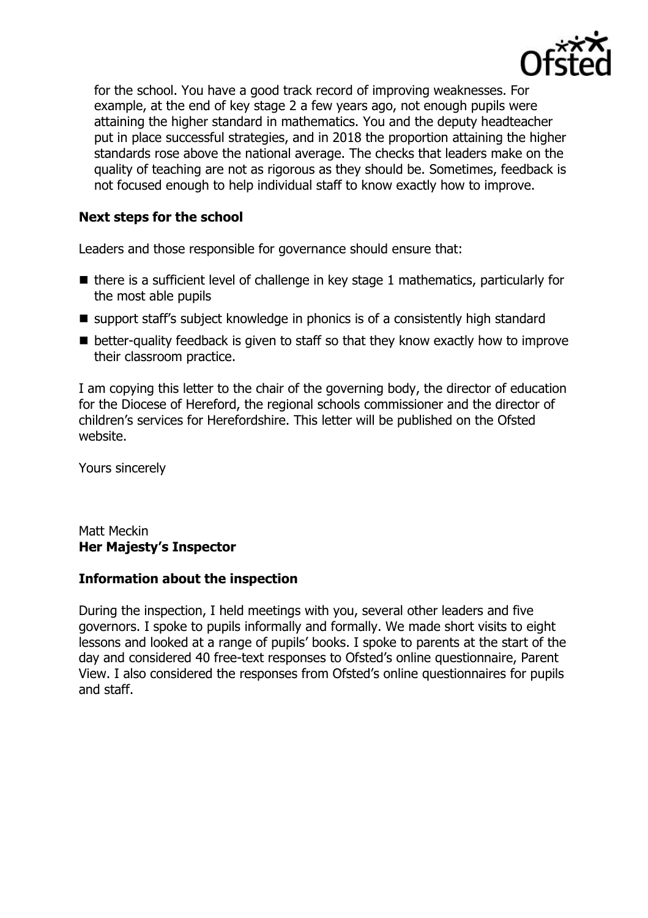for the school. You have a good track record of improving weaknesses. For example, at the end of key stage 2 a few years ago, not enough pupils were attaining the higher standard in mathematics. You and the deputy headteacher put in place successful strategies, and in 2018 the proportion attaining the higher standards rose above the national average. The checks that leaders make on the quality of teaching are not as rigorous as they should be. Sometimes, feedback is not focused enough to help individual staff to know exactly how to improve.

**Next steps for the school**

Leaders and those responsible for governance should ensure that:

- there is a sufficient level of challenge in key stage 1 mathematics, particularly for the most able pupils
- support staff's subject knowledge in phonics is of a consistently high standard
- better-quality feedback is given to staff so that they know exactly how to improve their classroom practice.

I am copying this letter to the chair of the governing body, the director of education for the Diocese of Hereford, the regional schools commissioner and the director of children's services for Herefordshire. This letter will be published on the Ofsted website.

Yours sincerely

Matt Meckin
**Her Majesty's Inspector**

**Information about the inspection**

During the inspection, I held meetings with you, several other leaders and five governors. I spoke to pupils informally and formally. We made short visits to eight lessons and looked at a range of pupils' books. I spoke to parents at the start of the day and considered 40 free-text responses to Ofsted's online questionnaire, Parent View. I also considered the responses from Ofsted's online questionnaires for pupils and staff.